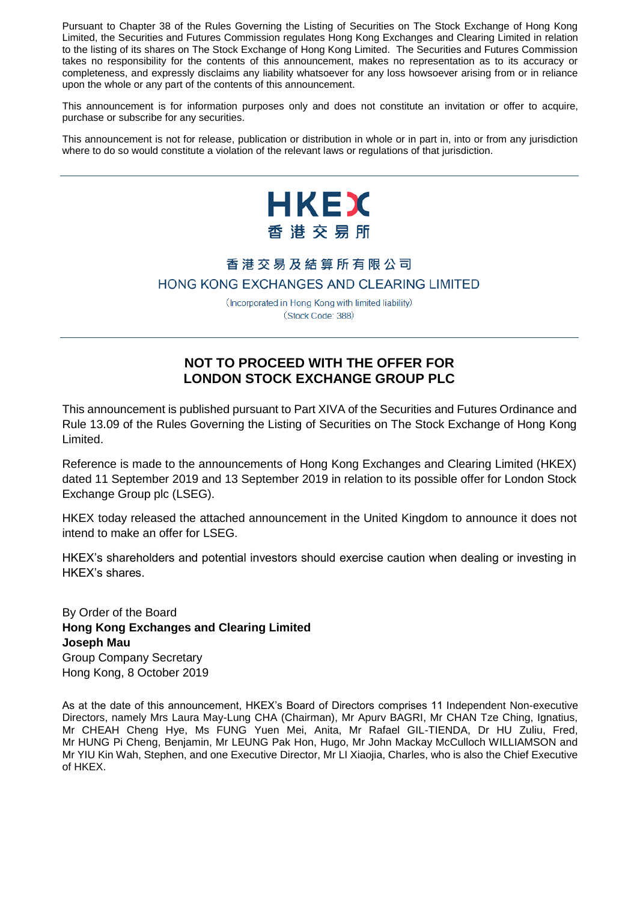Pursuant to Chapter 38 of the Rules Governing the Listing of Securities on The Stock Exchange of Hong Kong Limited, the Securities and Futures Commission regulates Hong Kong Exchanges and Clearing Limited in relation to the listing of its shares on The Stock Exchange of Hong Kong Limited. The Securities and Futures Commission takes no responsibility for the contents of this announcement, makes no representation as to its accuracy or completeness, and expressly disclaims any liability whatsoever for any loss howsoever arising from or in reliance upon the whole or any part of the contents of this announcement.

This announcement is for information purposes only and does not constitute an invitation or offer to acquire, purchase or subscribe for any securities.

This announcement is not for release, publication or distribution in whole or in part, in into or from any jurisdiction where to do so would constitute a violation of the relevant laws or regulations of that jurisdiction.

---

HKEX
香港交易所

香港交易及結算所有限公司
HONG KONG EXCHANGES AND CLEARING LIMITED

(Incorporated in Hong Kong with limited liability)
(Stock Code: 388)

---

## NOT TO PROCEED WITH THE OFFER FOR LONDON STOCK EXCHANGE GROUP PLC

This announcement is published pursuant to Part XIVA of the Securities and Futures Ordinance and Rule 13.09 of the Rules Governing the Listing of Securities on The Stock Exchange of Hong Kong Limited.

Reference is made to the announcements of Hong Kong Exchanges and Clearing Limited (HKEX) dated 11 September 2019 and 13 September 2019 in relation to its possible offer for London Stock Exchange Group plc (LSEG).

HKEX today released the attached announcement in the United Kingdom to announce it does not intend to make an offer for LSEG.

HKEX's shareholders and potential investors should exercise caution when dealing or investing in HKEX's shares.

By Order of the Board
**Hong Kong Exchanges and Clearing Limited**
**Joseph Mau**
Group Company Secretary
Hong Kong, 8 October 2019

As at the date of this announcement, HKEX's Board of Directors comprises 11 Independent Non-executive Directors, namely Mrs Laura May-Lung CHA (Chairman), Mr Apurv BAGRI, Mr CHAN Tze Ching, Ignatius, Mr CHEAH Cheng Hye, Ms FUNG Yuen Mei, Anita, Mr Rafael GIL-TIENDA, Dr HU Zuliu, Fred, Mr HUNG Pi Cheng, Benjamin, Mr LEUNG Pak Hon, Hugo, Mr John Mackay McCulloch WILLIAMSON and Mr YIU Kin Wah, Stephen, and one Executive Director, Mr LI Xiaojia, Charles, who is also the Chief Executive of HKEX.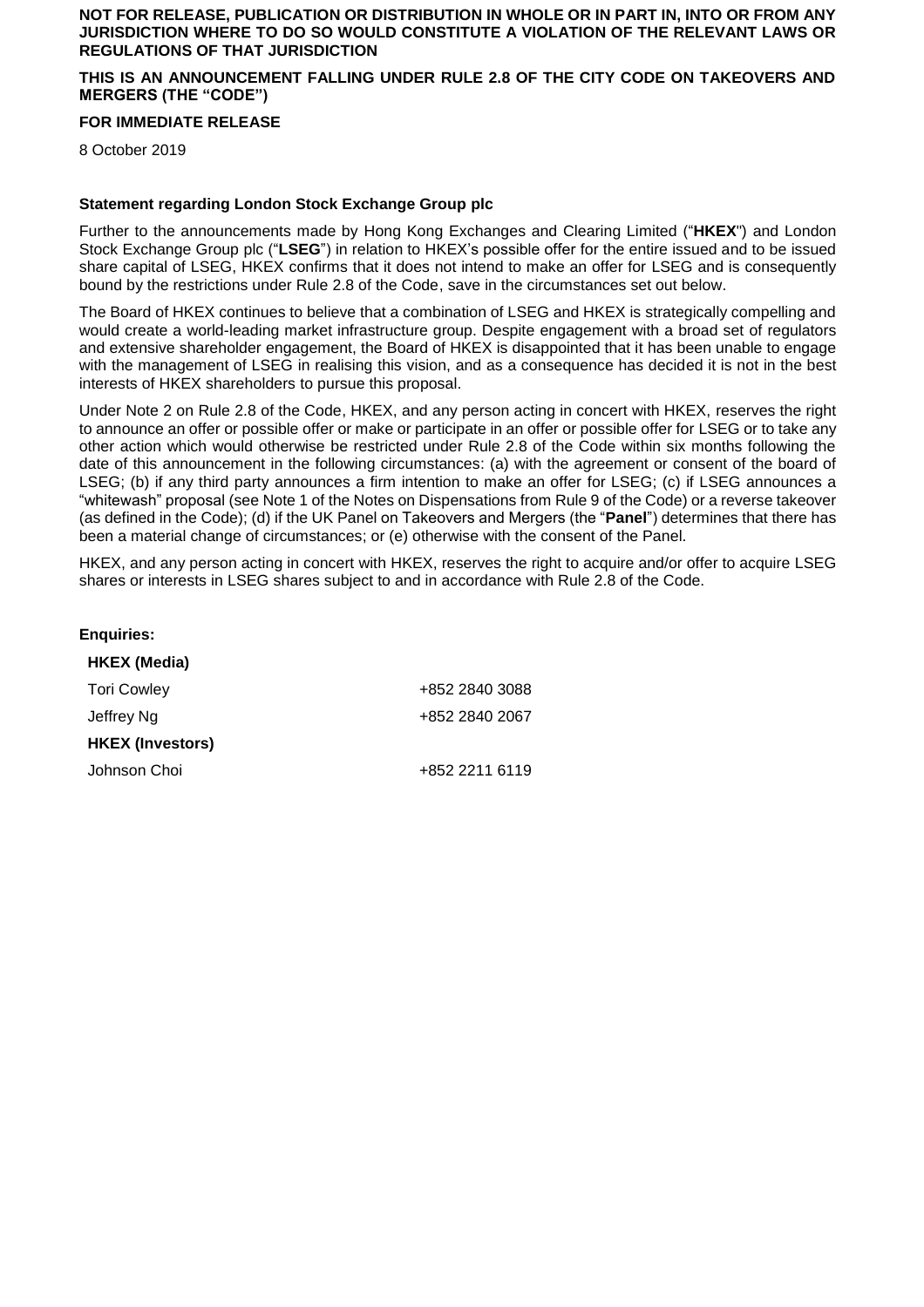**NOT FOR RELEASE, PUBLICATION OR DISTRIBUTION IN WHOLE OR IN PART IN, INTO OR FROM ANY JURISDICTION WHERE TO DO SO WOULD CONSTITUTE A VIOLATION OF THE RELEVANT LAWS OR REGULATIONS OF THAT JURISDICTION**

**THIS IS AN ANNOUNCEMENT FALLING UNDER RULE 2.8 OF THE CITY CODE ON TAKEOVERS AND MERGERS (THE "CODE")**

**FOR IMMEDIATE RELEASE**

8 October 2019

**Statement regarding London Stock Exchange Group plc**

Further to the announcements made by Hong Kong Exchanges and Clearing Limited ("**HKEX**") and London Stock Exchange Group plc ("**LSEG**") in relation to HKEX's possible offer for the entire issued and to be issued share capital of LSEG, HKEX confirms that it does not intend to make an offer for LSEG and is consequently bound by the restrictions under Rule 2.8 of the Code, save in the circumstances set out below.

The Board of HKEX continues to believe that a combination of LSEG and HKEX is strategically compelling and would create a world-leading market infrastructure group. Despite engagement with a broad set of regulators and extensive shareholder engagement, the Board of HKEX is disappointed that it has been unable to engage with the management of LSEG in realising this vision, and as a consequence has decided it is not in the best interests of HKEX shareholders to pursue this proposal.

Under Note 2 on Rule 2.8 of the Code, HKEX, and any person acting in concert with HKEX, reserves the right to announce an offer or possible offer or make or participate in an offer or possible offer for LSEG or to take any other action which would otherwise be restricted under Rule 2.8 of the Code within six months following the date of this announcement in the following circumstances: (a) with the agreement or consent of the board of LSEG; (b) if any third party announces a firm intention to make an offer for LSEG; (c) if LSEG announces a "whitewash" proposal (see Note 1 of the Notes on Dispensations from Rule 9 of the Code) or a reverse takeover (as defined in the Code); (d) if the UK Panel on Takeovers and Mergers (the "**Panel**") determines that there has been a material change of circumstances; or (e) otherwise with the consent of the Panel.

HKEX, and any person acting in concert with HKEX, reserves the right to acquire and/or offer to acquire LSEG shares or interests in LSEG shares subject to and in accordance with Rule 2.8 of the Code.

**Enquiries:**

| | |
|---|---|
| **HKEX (Media)** | |
| Tori Cowley | +852 2840 3088 |
| Jeffrey Ng | +852 2840 2067 |
| **HKEX (Investors)** | |
| Johnson Choi | +852 2211 6119 |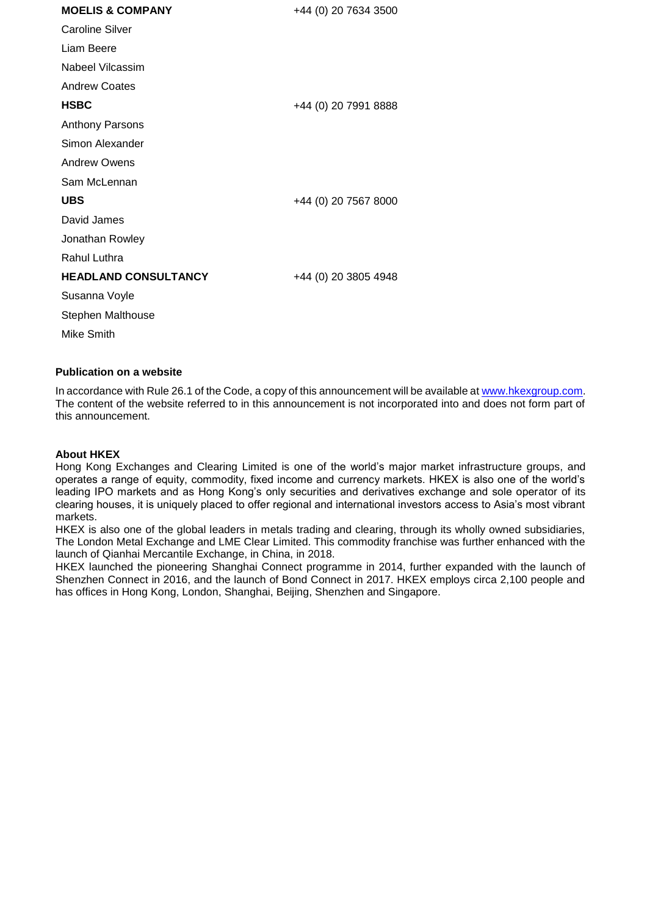| | |
|---|---|
| **MOELIS & COMPANY** | +44 (0) 20 7634 3500 |
| Caroline Silver | |
| Liam Beere | |
| Nabeel Vilcassim | |
| Andrew Coates | |
| **HSBC** | +44 (0) 20 7991 8888 |
| Anthony Parsons | |
| Simon Alexander | |
| Andrew Owens | |
| Sam McLennan | |
| **UBS** | +44 (0) 20 7567 8000 |
| David James | |
| Jonathan Rowley | |
| Rahul Luthra | |
| **HEADLAND CONSULTANCY** | +44 (0) 20 3805 4948 |
| Susanna Voyle | |
| Stephen Malthouse | |
| Mike Smith | |

**Publication on a website**

In accordance with Rule 26.1 of the Code, a copy of this announcement will be available at [www.hkexgroup.com](www.hkexgroup.com). The content of the website referred to in this announcement is not incorporated into and does not form part of this announcement.

**About HKEX**

Hong Kong Exchanges and Clearing Limited is one of the world's major market infrastructure groups, and operates a range of equity, commodity, fixed income and currency markets. HKEX is also one of the world's leading IPO markets and as Hong Kong's only securities and derivatives exchange and sole operator of its clearing houses, it is uniquely placed to offer regional and international investors access to Asia's most vibrant markets.

HKEX is also one of the global leaders in metals trading and clearing, through its wholly owned subsidiaries, The London Metal Exchange and LME Clear Limited. This commodity franchise was further enhanced with the launch of Qianhai Mercantile Exchange, in China, in 2018.

HKEX launched the pioneering Shanghai Connect programme in 2014, further expanded with the launch of Shenzhen Connect in 2016, and the launch of Bond Connect in 2017. HKEX employs circa 2,100 people and has offices in Hong Kong, London, Shanghai, Beijing, Shenzhen and Singapore.